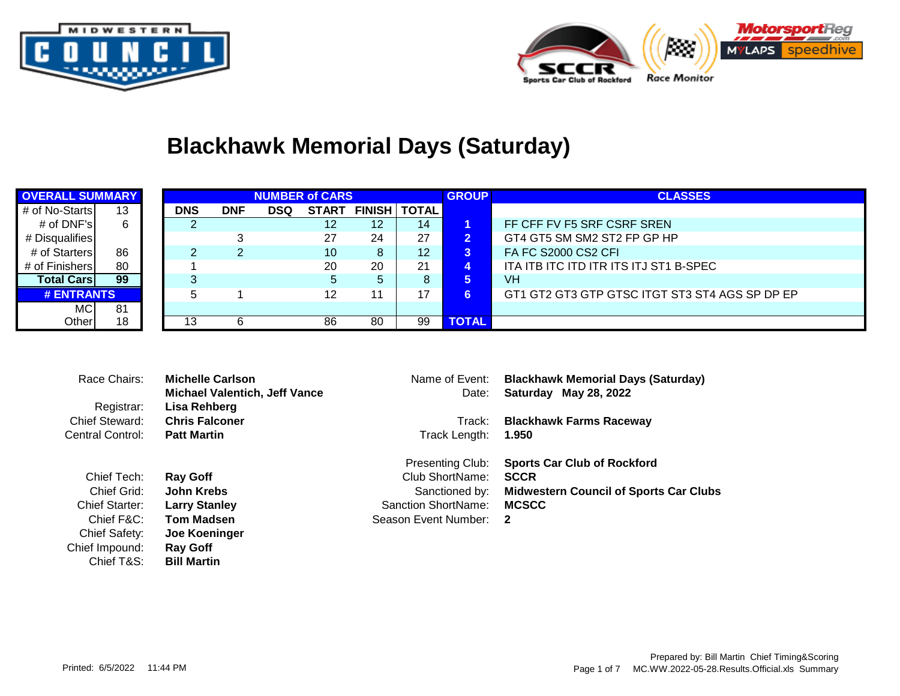# Blackhawk Memorial Days (Saturday)

| OVERALL SUMMARY | |
|---|---|
| # of No-Starts | 13 |
| # of DNF's | 6 |
| # Disqualifies | |
| # of Starters | 86 |
| # of Finishers | 80 |
| **Total Cars** | **99** |
| **# ENTRANTS** | |
| MC | 81 |
| Other | 18 |

| NUMBER of CARS | | | | | | GROUP | CLASSES |
|---|---|---|---|---|---|---|---|
| DNS | DNF | DSQ | START | FINISH | TOTAL | | |
| 2 | | | 12 | 12 | 14 | 1 | FF CFF FV F5 SRF CSRF SREN |
| | 3 | | 27 | 24 | 27 | 2 | GT4 GT5 SM SM2 ST2 FP GP HP |
| 2 | 2 | | 10 | 8 | 12 | 3 | FA FC S2000 CS2 CFI |
| 1 | | | 20 | 20 | 21 | 4 | ITA ITB ITC ITD ITR ITS ITJ ST1 B-SPEC |
| 3 | | | 5 | 5 | 8 | 5 | VH |
| 5 | 1 | | 12 | 11 | 17 | 6 | GT1 GT2 GT3 GTP GTSC ITGT ST3 ST4 AGS SP DP EP |
| | | | | | | | |
| 13 | 6 | | 86 | 80 | 99 | TOTAL | |

Race Chairs: **Michelle Carlson**
**Michael Valentich, Jeff Vance**
Registrar: **Lisa Rehberg**
Chief Steward: **Chris Falconer**
Central Control: **Patt Martin**

Chief Tech: **Ray Goff**
Chief Grid: **John Krebs**
Chief Starter: **Larry Stanley**
Chief F&C: **Tom Madsen**
Chief Safety: **Joe Koeninger**
Chief Impound: **Ray Goff**
Chief T&S: **Bill Martin**

Name of Event: **Blackhawk Memorial Days (Saturday)**
Date: **Saturday May 28, 2022**

Track: **Blackhawk Farms Raceway**
Track Length: **1.950**

Presenting Club: **Sports Car Club of Rockford**
Club ShortName: **SCCR**
Sanctioned by: **Midwestern Council of Sports Car Clubs**
Sanction ShortName: **MCSCC**
Season Event Number: **2**

Printed: 6/5/2022 11:44 PM

Prepared by: Bill Martin Chief Timing&Scoring
MC.WW.2022-05-28.Results.Official.xls Summary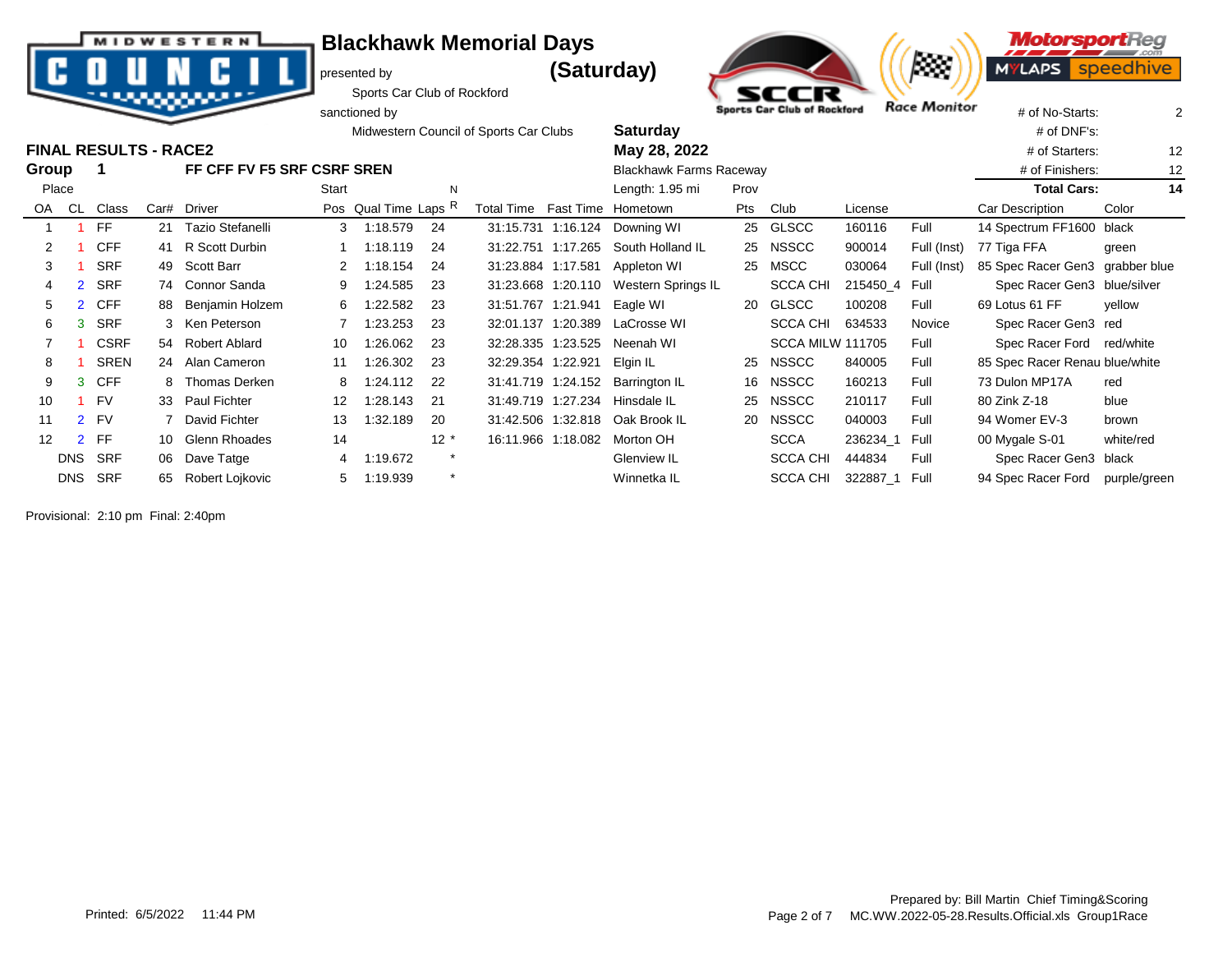MIDWESTERN COUNCIL

# Blackhawk Memorial Days (Saturday)

presented by
Sports Car Club of Rockford
sanctioned by
Midwestern Council of Sports Car Clubs

SCCR Sports Car Club of Rockford — Race Monitor — MotorsportReg.com — MYLAPS speedhive

## FINAL RESULTS - RACE2

**Group 1** FF CFF FV F5 SRF CSRF SREN

**Saturday**
**May 28, 2022**
Blackhawk Farms Raceway
Length: 1.95 mi

| # of No-Starts: | 2 |
|---|---|
| # of DNF's: | |
| # of Starters: | 12 |
| # of Finishers: | 12 |
| **Total Cars:** | **14** |

| Place OA | Place CL | Class | Car# | Driver | Start Pos | Qual Time | Laps | NR | Total Time | Fast Time | Hometown | Prov Pts | Club | License | | Car Description | Color |
|---|---|---|---|---|---|---|---|---|---|---|---|---|---|---|---|---|---|
| 1 | 1 | FF | 21 | Tazio Stefanelli | 3 | 1:18.579 | 24 | | 31:15.731 | 1:16.124 | Downing WI | 25 | GLSCC | 160116 | Full | 14 Spectrum FF1600 | black |
| 2 | 1 | CFF | 41 | R Scott Durbin | 1 | 1:18.119 | 24 | | 31:22.751 | 1:17.265 | South Holland IL | 25 | NSSCC | 900014 | Full (Inst) | 77 Tiga FFA | green |
| 3 | 1 | SRF | 49 | Scott Barr | 2 | 1:18.154 | 24 | | 31:23.884 | 1:17.581 | Appleton WI | 25 | MSCC | 030064 | Full (Inst) | 85 Spec Racer Gen3 | grabber blue |
| 4 | 2 | SRF | 74 | Connor Sanda | 9 | 1:24.585 | 23 | | 31:23.668 | 1:20.110 | Western Springs IL | | SCCA CHI | 215450_4 | Full | Spec Racer Gen3 | blue/silver |
| 5 | 2 | CFF | 88 | Benjamin Holzem | 6 | 1:22.582 | 23 | | 31:51.767 | 1:21.941 | Eagle WI | 20 | GLSCC | 100208 | Full | 69 Lotus 61 FF | yellow |
| 6 | 3 | SRF | 3 | Ken Peterson | 7 | 1:23.253 | 23 | | 32:01.137 | 1:20.389 | LaCrosse WI | | SCCA CHI | 634533 | Novice | Spec Racer Gen3 | red |
| 7 | 1 | CSRF | 54 | Robert Ablard | 10 | 1:26.062 | 23 | | 32:28.335 | 1:23.525 | Neenah WI | | SCCA MILW | 111705 | Full | Spec Racer Ford | red/white |
| 8 | 1 | SREN | 24 | Alan Cameron | 11 | 1:26.302 | 23 | | 32:29.354 | 1:22.921 | Elgin IL | 25 | NSSCC | 840005 | Full | 85 Spec Racer Renau | blue/white |
| 9 | 3 | CFF | 8 | Thomas Derken | 8 | 1:24.112 | 22 | | 31:41.719 | 1:24.152 | Barrington IL | 16 | NSSCC | 160213 | Full | 73 Dulon MP17A | red |
| 10 | 1 | FV | 33 | Paul Fichter | 12 | 1:28.143 | 21 | | 31:49.719 | 1:27.234 | Hinsdale IL | 25 | NSSCC | 210117 | Full | 80 Zink Z-18 | blue |
| 11 | 2 | FV | 7 | David Fichter | 13 | 1:32.189 | 20 | | 31:42.506 | 1:32.818 | Oak Brook IL | 20 | NSSCC | 040003 | Full | 94 Womer EV-3 | brown |
| 12 | 2 | FF | 10 | Glenn Rhoades | 14 | | 12 | * | 16:11.966 | 1:18.082 | Morton OH | | SCCA | 236234_1 | Full | 00 Mygale S-01 | white/red |
| | DNS | SRF | 06 | Dave Tatge | 4 | 1:19.672 | | * | | | Glenview IL | | SCCA CHI | 444834 | Full | Spec Racer Gen3 | black |
| | DNS | SRF | 65 | Robert Lojkovic | 5 | 1:19.939 | | * | | | Winnetka IL | | SCCA CHI | 322887_1 | Full | 94 Spec Racer Ford | purple/green |

Provisional: 2:10 pm Final: 2:40pm

Printed: 6/5/2022 11:44 PM

Prepared by: Bill Martin Chief Timing&Scoring
MC.WW.2022-05-28.Results.Official.xls Group1Race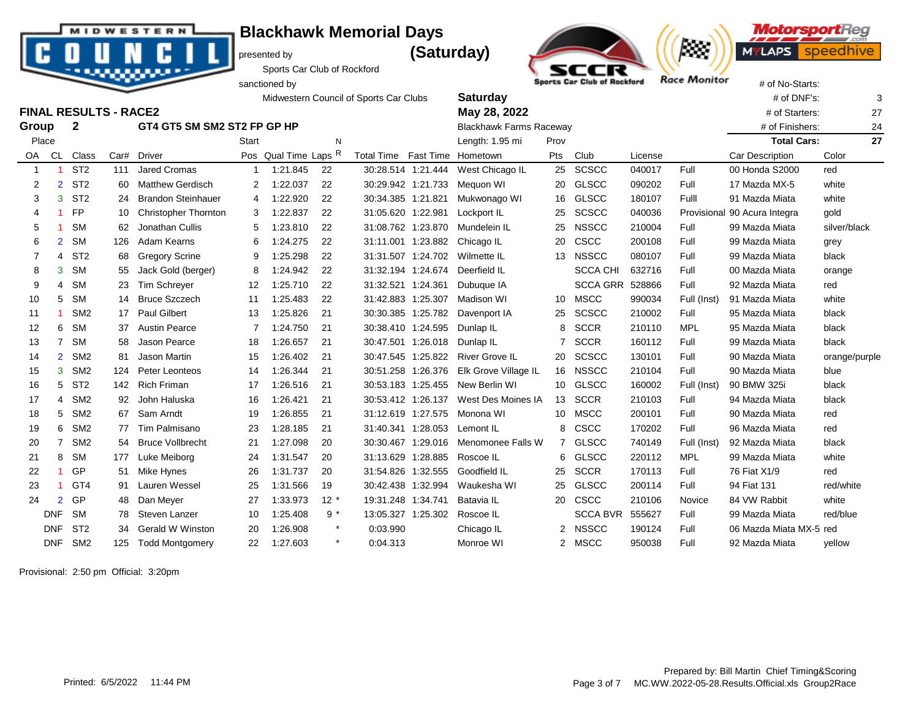MIDWESTERN COUNCIL

# Blackhawk Memorial Days (Saturday)

presented by
Sports Car Club of Rockford
sanctioned by
Midwestern Council of Sports Car Clubs

SCCR Sports Car Club of Rockford | Race Monitor | MotorsportReg | MYLAPS speedhive

## FINAL RESULTS - RACE2

**Group 2** GT4 GT5 SM SM2 ST2 FP GP HP

**Saturday**
**May 28, 2022**
Blackhawk Farms Raceway
Length: 1.95 mi

| | |
|---|---|
| # of No-Starts: | |
| # of DNF's: | 3 |
| # of Starters: | 27 |
| # of Finishers: | 24 |
| **Total Cars:** | **27** |

| Place OA | CL | Class | Car# | Driver | Start Pos | Qual Time | Laps | NR | Total Time | Fast Time | Hometown | Prov Pts | Club | License | | Car Description | Color |
|---|---|---|---|---|---|---|---|---|---|---|---|---|---|---|---|---|---|
| 1 | 1 | ST2 | 111 | Jared Cromas | 1 | 1:21.845 | 22 | | 30:28.514 | 1:21.444 | West Chicago IL | 25 | SCSCC | 040017 | Full | 00 Honda S2000 | red |
| 2 | 2 | ST2 | 60 | Matthew Gerdisch | 2 | 1:22.037 | 22 | | 30:29.942 | 1:21.733 | Mequon WI | 20 | GLSCC | 090202 | Full | 17 Mazda MX-5 | white |
| 3 | 3 | ST2 | 24 | Brandon Steinhauer | 4 | 1:22.920 | 22 | | 30:34.385 | 1:21.821 | Mukwonago WI | 16 | GLSCC | 180107 | Fulll | 91 Mazda Miata | white |
| 4 | 1 | FP | 10 | Christopher Thornton | 3 | 1:22.837 | 22 | | 31:05.620 | 1:22.981 | Lockport IL | 25 | SCSCC | 040036 | Provisional | 90 Acura Integra | gold |
| 5 | 1 | SM | 62 | Jonathan Cullis | 5 | 1:23.810 | 22 | | 31:08.762 | 1:23.870 | Mundelein IL | 25 | NSSCC | 210004 | Full | 99 Mazda Miata | silver/black |
| 6 | 2 | SM | 126 | Adam Kearns | 6 | 1:24.275 | 22 | | 31:11.001 | 1:23.882 | Chicago IL | 20 | CSCC | 200108 | Full | 99 Mazda Miata | grey |
| 7 | 4 | ST2 | 68 | Gregory Scrine | 9 | 1:25.298 | 22 | | 31:31.507 | 1:24.702 | Wilmette IL | 13 | NSSCC | 080107 | Full | 99 Mazda Miata | black |
| 8 | 3 | SM | 55 | Jack Gold (berger) | 8 | 1:24.942 | 22 | | 31:32.194 | 1:24.674 | Deerfield IL | | SCCA CHI | 632716 | Full | 00 Mazda Miata | orange |
| 9 | 4 | SM | 23 | Tim Schreyer | 12 | 1:25.710 | 22 | | 31:32.521 | 1:24.361 | Dubuque IA | | SCCA GRR | 528866 | Full | 92 Mazda Miata | red |
| 10 | 5 | SM | 14 | Bruce Szczech | 11 | 1:25.483 | 22 | | 31:42.883 | 1:25.307 | Madison WI | 10 | MSCC | 990034 | Full (Inst) | 91 Mazda Miata | white |
| 11 | 1 | SM2 | 17 | Paul Gilbert | 13 | 1:25.826 | 21 | | 30:30.385 | 1:25.782 | Davenport IA | 25 | SCSCC | 210002 | Full | 95 Mazda Miata | black |
| 12 | 6 | SM | 37 | Austin Pearce | 7 | 1:24.750 | 21 | | 30:38.410 | 1:24.595 | Dunlap IL | 8 | SCCR | 210110 | MPL | 95 Mazda Miata | black |
| 13 | 7 | SM | 58 | Jason Pearce | 18 | 1:26.657 | 21 | | 30:47.501 | 1:26.018 | Dunlap IL | 7 | SCCR | 160112 | Full | 99 Mazda Miata | black |
| 14 | 2 | SM2 | 81 | Jason Martin | 15 | 1:26.402 | 21 | | 30:47.545 | 1:25.822 | River Grove IL | 20 | SCSCC | 130101 | Full | 90 Mazda Miata | orange/purple |
| 15 | 3 | SM2 | 124 | Peter Leonteos | 14 | 1:26.344 | 21 | | 30:51.258 | 1:26.376 | Elk Grove Village IL | 16 | NSSCC | 210104 | Full | 90 Mazda Miata | blue |
| 16 | 5 | ST2 | 142 | Rich Friman | 17 | 1:26.516 | 21 | | 30:53.183 | 1:25.455 | New Berlin WI | 10 | GLSCC | 160002 | Full (Inst) | 90 BMW 325i | black |
| 17 | 4 | SM2 | 92 | John Haluska | 16 | 1:26.421 | 21 | | 30:53.412 | 1:26.137 | West Des Moines IA | 13 | SCCR | 210103 | Full | 94 Mazda Miata | black |
| 18 | 5 | SM2 | 67 | Sam Arndt | 19 | 1:26.855 | 21 | | 31:12.619 | 1:27.575 | Monona WI | 10 | MSCC | 200101 | Full | 90 Mazda Miata | red |
| 19 | 6 | SM2 | 77 | Tim Palmisano | 23 | 1:28.185 | 21 | | 31:40.341 | 1:28.053 | Lemont IL | 8 | CSCC | 170202 | Full | 96 Mazda Miata | red |
| 20 | 7 | SM2 | 54 | Bruce Vollbrecht | 21 | 1:27.098 | 20 | | 30:30.467 | 1:29.016 | Menomonee Falls W | 7 | GLSCC | 740149 | Full (Inst) | 92 Mazda Miata | black |
| 21 | 8 | SM | 177 | Luke Meiborg | 24 | 1:31.547 | 20 | | 31:13.629 | 1:28.885 | Roscoe IL | 6 | GLSCC | 220112 | MPL | 99 Mazda Miata | white |
| 22 | 1 | GP | 51 | Mike Hynes | 26 | 1:31.737 | 20 | | 31:54.826 | 1:32.555 | Goodfield IL | 25 | SCCR | 170113 | Full | 76 Fiat X1/9 | red |
| 23 | 1 | GT4 | 91 | Lauren Wessel | 25 | 1:31.566 | 19 | | 30:42.438 | 1:32.994 | Waukesha WI | 25 | GLSCC | 200114 | Full | 94 Fiat 131 | red/white |
| 24 | 2 | GP | 48 | Dan Meyer | 27 | 1:33.973 | 12 | * | 19:31.248 | 1:34.741 | Batavia IL | 20 | CSCC | 210106 | Novice | 84 VW Rabbit | white |
| | DNF | SM | 78 | Steven Lanzer | 10 | 1:25.408 | 9 | * | 13:05.327 | 1:25.302 | Roscoe IL | | SCCA BVR | 555627 | Full | 99 Mazda Miata | red/blue |
| | DNF | ST2 | 34 | Gerald W Winston | 20 | 1:26.908 | | * | 0:03.990 | | Chicago IL | 2 | NSSCC | 190124 | Full | 06 Mazda Miata MX-5 | red |
| | DNF | SM2 | 125 | Todd Montgomery | 22 | 1:27.603 | | * | 0:04.313 | | Monroe WI | 2 | MSCC | 950038 | Full | 92 Mazda Miata | yellow |

Provisional: 2:50 pm Official: 3:20pm

Printed: 6/5/2022 11:44 PM

Prepared by: Bill Martin Chief Timing&Scoring
MC.WW.2022-05-28.Results.Official.xls Group2Race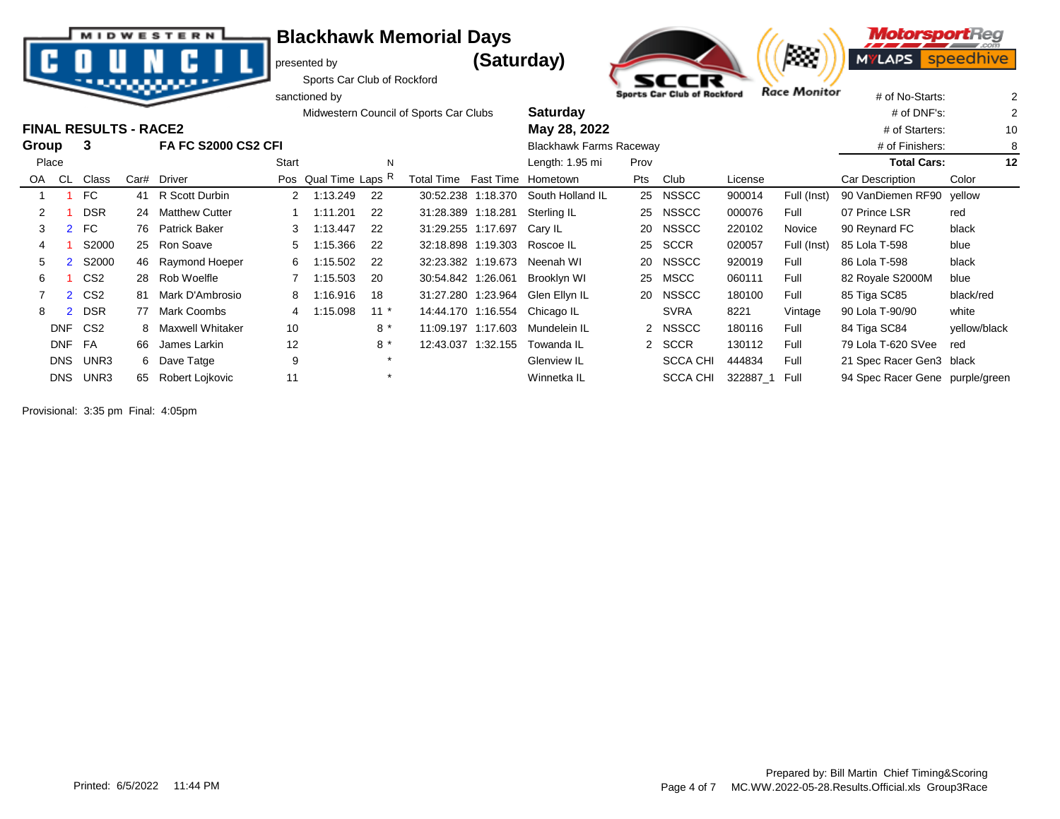# Blackhawk Memorial Days (Saturday)

presented by
Sports Car Club of Rockford
sanctioned by
Midwestern Council of Sports Car Clubs

**Saturday**
**May 28, 2022**
Blackhawk Farms Raceway
Length: 1.95 mi

| | |
|---|---|
| # of No-Starts: | 2 |
| # of DNF's: | 2 |
| # of Starters: | 10 |
| # of Finishers: | 8 |
| **Total Cars:** | **12** |

## FINAL RESULTS - RACE2

**Group 3 — FA FC S2000 CS2 CFI**

| Place OA | Place CL | Class | Car# | Driver | Start Pos | Qual Time | Laps | NR | Total Time | Fast Time | Hometown | Prov Pts | Club | License | | Car Description | Color |
|---|---|---|---|---|---|---|---|---|---|---|---|---|---|---|---|---|---|
| 1 | 1 | FC | 41 | R Scott Durbin | 2 | 1:13.249 | 22 | | 30:52.238 | 1:18.370 | South Holland IL | 25 | NSSCC | 900014 | Full (Inst) | 90 VanDiemen RF90 | yellow |
| 2 | 1 | DSR | 24 | Matthew Cutter | 1 | 1:11.201 | 22 | | 31:28.389 | 1:18.281 | Sterling IL | 25 | NSSCC | 000076 | Full | 07 Prince LSR | red |
| 3 | 2 | FC | 76 | Patrick Baker | 3 | 1:13.447 | 22 | | 31:29.255 | 1:17.697 | Cary IL | 20 | NSSCC | 220102 | Novice | 90 Reynard FC | black |
| 4 | 1 | S2000 | 25 | Ron Soave | 5 | 1:15.366 | 22 | | 32:18.898 | 1:19.303 | Roscoe IL | 25 | SCCR | 020057 | Full (Inst) | 85 Lola T-598 | blue |
| 5 | 2 | S2000 | 46 | Raymond Hoeper | 6 | 1:15.502 | 22 | | 32:23.382 | 1:19.673 | Neenah WI | 20 | NSSCC | 920019 | Full | 86 Lola T-598 | black |
| 6 | 1 | CS2 | 28 | Rob Woelfle | 7 | 1:15.503 | 20 | | 30:54.842 | 1:26.061 | Brooklyn WI | 25 | MSCC | 060111 | Full | 82 Royale S2000M | blue |
| 7 | 2 | CS2 | 81 | Mark D'Ambrosio | 8 | 1:16.916 | 18 | | 31:27.280 | 1:23.964 | Glen Ellyn IL | 20 | NSSCC | 180100 | Full | 85 Tiga SC85 | black/red |
| 8 | 2 | DSR | 77 | Mark Coombs | 4 | 1:15.098 | 11 | * | 14:44.170 | 1:16.554 | Chicago IL | | SVRA | 8221 | Vintage | 90 Lola T-90/90 | white |
| | DNF | CS2 | 8 | Maxwell Whitaker | 10 | | 8 | * | 11:09.197 | 1:17.603 | Mundelein IL | 2 | NSSCC | 180116 | Full | 84 Tiga SC84 | yellow/black |
| | DNF | FA | 66 | James Larkin | 12 | | 8 | * | 12:43.037 | 1:32.155 | Towanda IL | 2 | SCCR | 130112 | Full | 79 Lola T-620 SVee | red |
| | DNS | UNR3 | 6 | Dave Tatge | 9 | | | * | | | Glenview IL | | SCCA CHI | 444834 | Full | 21 Spec Racer Gen3 | black |
| | DNS | UNR3 | 65 | Robert Lojkovic | 11 | | | * | | | Winnetka IL | | SCCA CHI | 322887_1 | Full | 94 Spec Racer Gene | purple/green |

Provisional: 3:35 pm Final: 4:05pm

Printed: 6/5/2022 11:44 PM

Prepared by: Bill Martin Chief Timing&Scoring
MC.WW.2022-05-28.Results.Official.xls Group3Race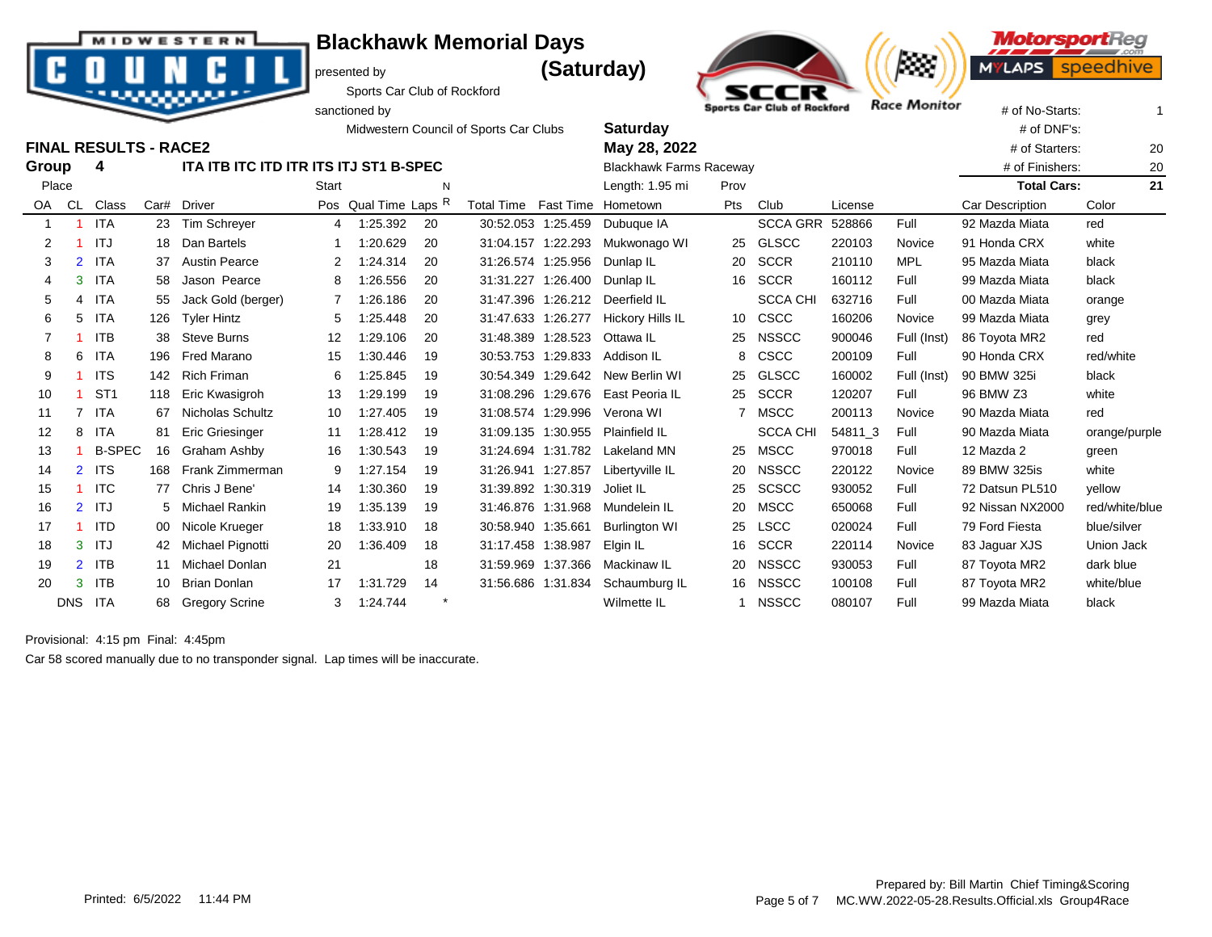# Blackhawk Memorial Days (Saturday)

presented by
Sports Car Club of Rockford
sanctioned by
Midwestern Council of Sports Car Clubs

**Saturday**
**May 28, 2022**
Blackhawk Farms Raceway
Length: 1.95 mi

| # of No-Starts: | 1 |
|---|---|
| # of DNF's: | |
| # of Starters: | 20 |
| # of Finishers: | 20 |
| **Total Cars:** | **21** |

## FINAL RESULTS - RACE2

**Group 4 ITA ITB ITC ITD ITR ITS ITJ ST1 B-SPEC**

| Place OA | Place CL | Class | Car# | Driver | Start Pos | Qual Time | Laps | NR | Total Time | Fast Time | Hometown | Prov Pts | Club | License | | Car Description | Color |
|---|---|---|---|---|---|---|---|---|---|---|---|---|---|---|---|---|---|
| 1 | 1 | ITA | 23 | Tim Schreyer | 4 | 1:25.392 | 20 | | 30:52.053 | 1:25.459 | Dubuque IA | | SCCA GRR | 528866 | Full | 92 Mazda Miata | red |
| 2 | 1 | ITJ | 18 | Dan Bartels | 1 | 1:20.629 | 20 | | 31:04.157 | 1:22.293 | Mukwonago WI | 25 | GLSCC | 220103 | Novice | 91 Honda CRX | white |
| 3 | 2 | ITA | 37 | Austin Pearce | 2 | 1:24.314 | 20 | | 31:26.574 | 1:25.956 | Dunlap IL | 20 | SCCR | 210110 | MPL | 95 Mazda Miata | black |
| 4 | 3 | ITA | 58 | Jason Pearce | 8 | 1:26.556 | 20 | | 31:31.227 | 1:26.400 | Dunlap IL | 16 | SCCR | 160112 | Full | 99 Mazda Miata | black |
| 5 | 4 | ITA | 55 | Jack Gold (berger) | 7 | 1:26.186 | 20 | | 31:47.396 | 1:26.212 | Deerfield IL | | SCCA CHI | 632716 | Full | 00 Mazda Miata | orange |
| 6 | 5 | ITA | 126 | Tyler Hintz | 5 | 1:25.448 | 20 | | 31:47.633 | 1:26.277 | Hickory Hills IL | 10 | CSCC | 160206 | Novice | 99 Mazda Miata | grey |
| 7 | 1 | ITB | 38 | Steve Burns | 12 | 1:29.106 | 20 | | 31:48.389 | 1:28.523 | Ottawa IL | 25 | NSSCC | 900046 | Full (Inst) | 86 Toyota MR2 | red |
| 8 | 6 | ITA | 196 | Fred Marano | 15 | 1:30.446 | 19 | | 30:53.753 | 1:29.833 | Addison IL | 8 | CSCC | 200109 | Full | 90 Honda CRX | red/white |
| 9 | 1 | ITS | 142 | Rich Friman | 6 | 1:25.845 | 19 | | 30:54.349 | 1:29.642 | New Berlin WI | 25 | GLSCC | 160002 | Full (Inst) | 90 BMW 325i | black |
| 10 | 1 | ST1 | 118 | Eric Kwasigroh | 13 | 1:29.199 | 19 | | 31:08.296 | 1:29.676 | East Peoria IL | 25 | SCCR | 120207 | Full | 96 BMW Z3 | white |
| 11 | 7 | ITA | 67 | Nicholas Schultz | 10 | 1:27.405 | 19 | | 31:08.574 | 1:29.996 | Verona WI | 7 | MSCC | 200113 | Novice | 90 Mazda Miata | red |
| 12 | 8 | ITA | 81 | Eric Griesinger | 11 | 1:28.412 | 19 | | 31:09.135 | 1:30.955 | Plainfield IL | | SCCA CHI | 54811_3 | Full | 90 Mazda Miata | orange/purple |
| 13 | 1 | B-SPEC | 16 | Graham Ashby | 16 | 1:30.543 | 19 | | 31:24.694 | 1:31.782 | Lakeland MN | 25 | MSCC | 970018 | Full | 12 Mazda 2 | green |
| 14 | 2 | ITS | 168 | Frank Zimmerman | 9 | 1:27.154 | 19 | | 31:26.941 | 1:27.857 | Libertyville IL | 20 | NSSCC | 220122 | Novice | 89 BMW 325is | white |
| 15 | 1 | ITC | 77 | Chris J Bene' | 14 | 1:30.360 | 19 | | 31:39.892 | 1:30.319 | Joliet IL | 25 | SCSCC | 930052 | Full | 72 Datsun PL510 | yellow |
| 16 | 2 | ITJ | 5 | Michael Rankin | 19 | 1:35.139 | 19 | | 31:46.876 | 1:31.968 | Mundelein IL | 20 | MSCC | 650068 | Full | 92 Nissan NX2000 | red/white/blue |
| 17 | 1 | ITD | 00 | Nicole Krueger | 18 | 1:33.910 | 18 | | 30:58.940 | 1:35.661 | Burlington WI | 25 | LSCC | 020024 | Full | 79 Ford Fiesta | blue/silver |
| 18 | 3 | ITJ | 42 | Michael Pignotti | 20 | 1:36.409 | 18 | | 31:17.458 | 1:38.987 | Elgin IL | 16 | SCCR | 220114 | Novice | 83 Jaguar XJS | Union Jack |
| 19 | 2 | ITB | 11 | Michael Donlan | 21 | | 18 | | 31:59.969 | 1:37.366 | Mackinaw IL | 20 | NSSCC | 930053 | Full | 87 Toyota MR2 | dark blue |
| 20 | 3 | ITB | 10 | Brian Donlan | 17 | 1:31.729 | 14 | | 31:56.686 | 1:31.834 | Schaumburg IL | 16 | NSSCC | 100108 | Full | 87 Toyota MR2 | white/blue |
| | DNS | ITA | 68 | Gregory Scrine | 3 | 1:24.744 | | * | | | Wilmette IL | 1 | NSSCC | 080107 | Full | 99 Mazda Miata | black |

Provisional: 4:15 pm Final: 4:45pm

Car 58 scored manually due to no transponder signal. Lap times will be inaccurate.

Printed: 6/5/2022 11:44 PM

Prepared by: Bill Martin Chief Timing&Scoring
MC.WW.2022-05-28.Results.Official.xls Group4Race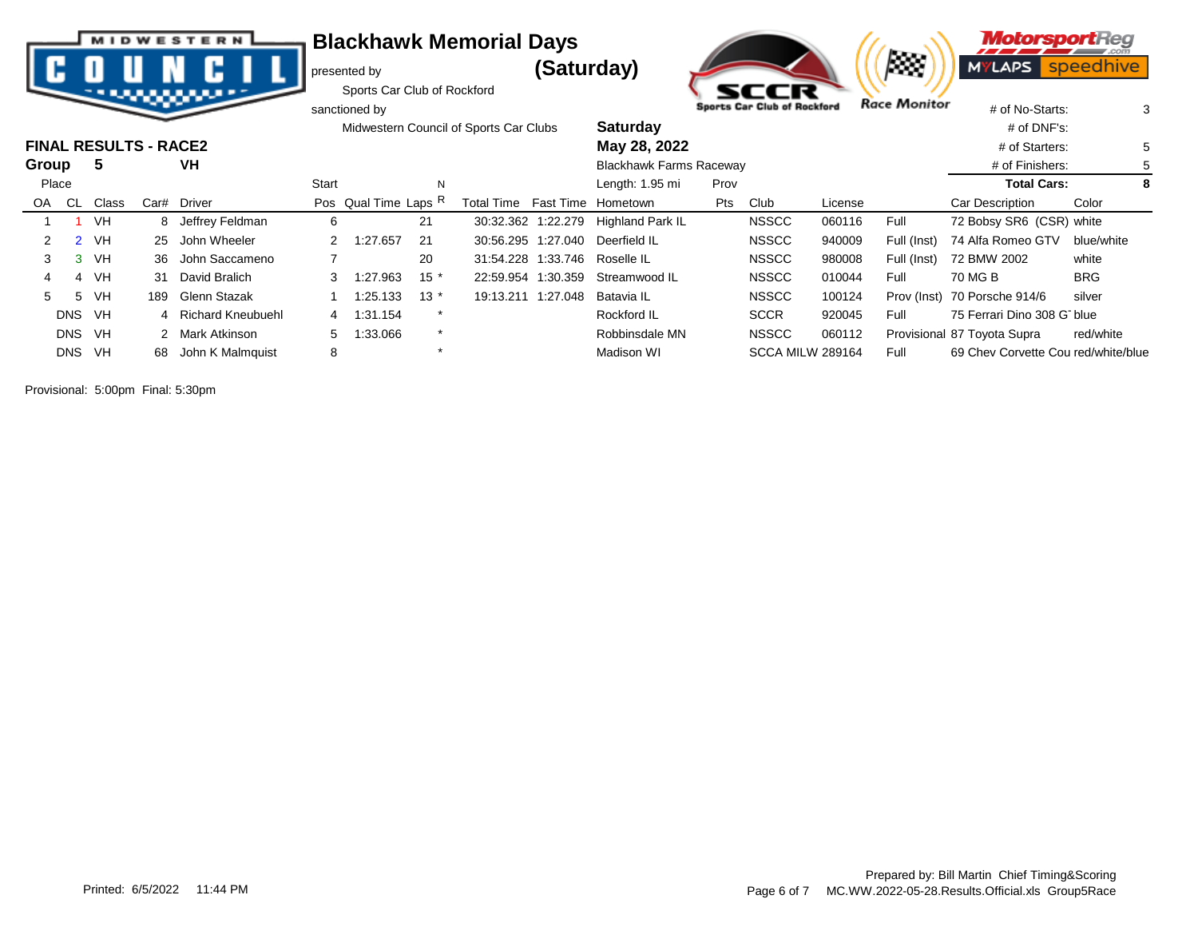# Blackhawk Memorial Days (Saturday)

presented by
Sports Car Club of Rockford
sanctioned by
Midwestern Council of Sports Car Clubs

**Saturday**
**May 28, 2022**
Blackhawk Farms Raceway
Length: 1.95 mi

| | |
|---|---|
| # of No-Starts: | 3 |
| # of DNF's: | |
| # of Starters: | 5 |
| # of Finishers: | 5 |
| **Total Cars:** | **8** |

## FINAL RESULTS - RACE2

**Group 5 VH**

| Place OA | Place CL | Class | Car# | Driver | Start Pos | Qual Time | Laps | NR | Total Time | Fast Time | Hometown | Prov Pts | Club | License | | Car Description | Color |
|---|---|---|---|---|---|---|---|---|---|---|---|---|---|---|---|---|---|
| 1 | 1 | VH | 8 | Jeffrey Feldman | 6 | | 21 | | 30:32.362 | 1:22.279 | Highland Park IL | | NSSCC | 060116 | Full | 72 Bobsy SR6 (CSR) | white |
| 2 | 2 | VH | 25 | John Wheeler | 2 | 1:27.657 | 21 | | 30:56.295 | 1:27.040 | Deerfield IL | | NSSCC | 940009 | Full (Inst) | 74 Alfa Romeo GTV | blue/white |
| 3 | 3 | VH | 36 | John Saccameno | 7 | | 20 | | 31:54.228 | 1:33.746 | Roselle IL | | NSSCC | 980008 | Full (Inst) | 72 BMW 2002 | white |
| 4 | 4 | VH | 31 | David Bralich | 3 | 1:27.963 | 15 | * | 22:59.954 | 1:30.359 | Streamwood IL | | NSSCC | 010044 | Full | 70 MG B | BRG |
| 5 | 5 | VH | 189 | Glenn Stazak | 1 | 1:25.133 | 13 | * | 19:13.211 | 1:27.048 | Batavia IL | | NSSCC | 100124 | Prov (Inst) | 70 Porsche 914/6 | silver |
| | DNS | VH | 4 | Richard Kneubuehl | 4 | 1:31.154 | | * | | | Rockford IL | | SCCR | 920045 | Full | 75 Ferrari Dino 308 G⁻ | blue |
| | DNS | VH | 2 | Mark Atkinson | 5 | 1:33.066 | | * | | | Robbinsdale MN | | NSSCC | 060112 | Provisional | 87 Toyota Supra | red/white |
| | DNS | VH | 68 | John K Malmquist | 8 | | | * | | | Madison WI | | SCCA MILW | 289164 | Full | 69 Chev Corvette Cou | red/white/blue |

Provisional: 5:00pm Final: 5:30pm

Printed: 6/5/2022 11:44 PM

Prepared by: Bill Martin Chief Timing&Scoring
MC.WW.2022-05-28.Results.Official.xls Group5Race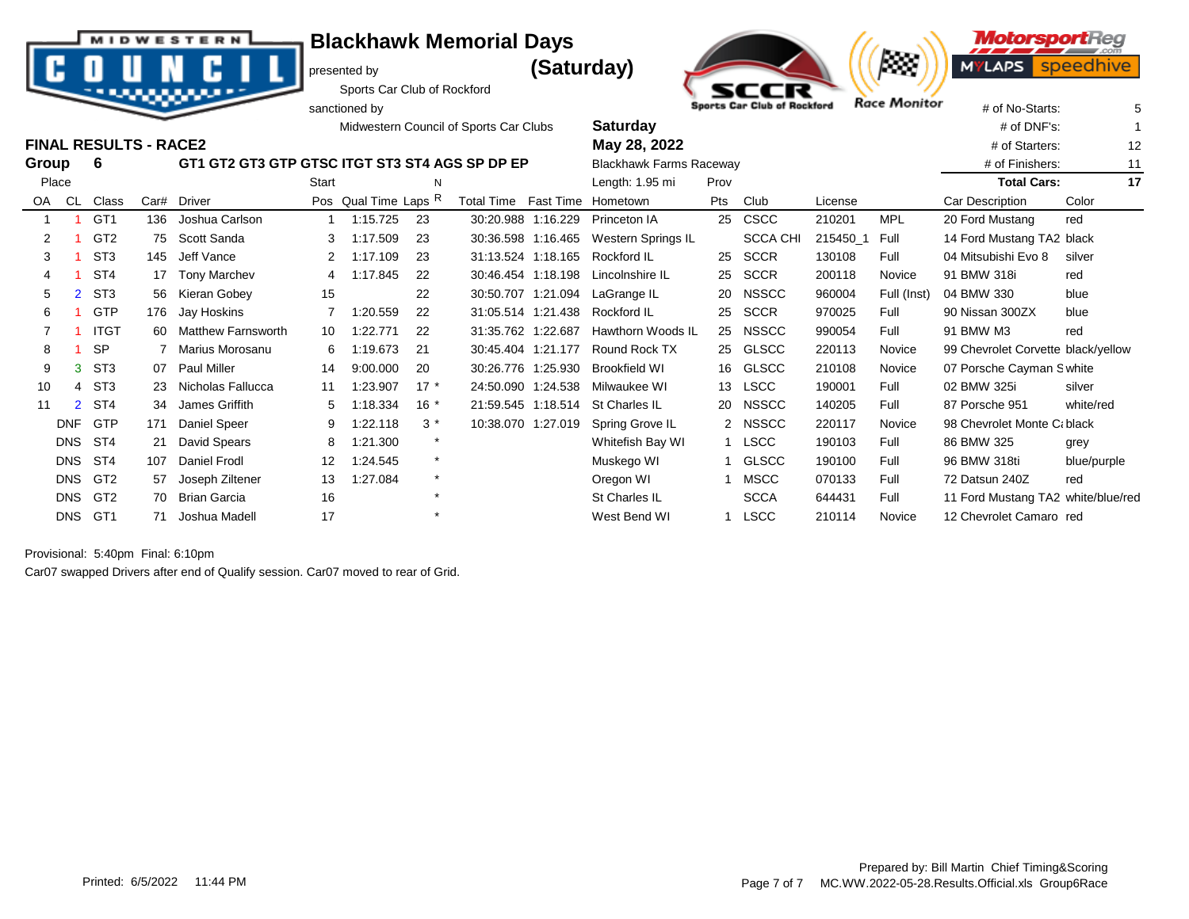# Blackhawk Memorial Days (Saturday)

presented by
Sports Car Club of Rockford
sanctioned by
Midwestern Council of Sports Car Clubs

**Saturday**
**May 28, 2022**
Blackhawk Farms Raceway
Length: 1.95 mi

| | |
|---|---|
| # of No-Starts: | 5 |
| # of DNF's: | 1 |
| # of Starters: | 12 |
| # of Finishers: | 11 |
| **Total Cars:** | **17** |

## FINAL RESULTS - RACE2

**Group 6** GT1 GT2 GT3 GTP GTSC ITGT ST3 ST4 AGS SP DP EP

| Place OA | Place CL | Class | Car# | Driver | Start Pos | Qual Time | Laps | NR | Total Time | Fast Time | Hometown | Prov Pts | Club | License | | Car Description | Color |
|---|---|---|---|---|---|---|---|---|---|---|---|---|---|---|---|---|---|
| 1 | 1 | GT1 | 136 | Joshua Carlson | 1 | 1:15.725 | 23 | | 30:20.988 | 1:16.229 | Princeton IA | 25 | CSCC | 210201 | MPL | 20 Ford Mustang | red |
| 2 | 1 | GT2 | 75 | Scott Sanda | 3 | 1:17.509 | 23 | | 30:36.598 | 1:16.465 | Western Springs IL | | SCCA CHI | 215450_1 | Full | 14 Ford Mustang TA2 | black |
| 3 | 1 | ST3 | 145 | Jeff Vance | 2 | 1:17.109 | 23 | | 31:13.524 | 1:18.165 | Rockford IL | 25 | SCCR | 130108 | Full | 04 Mitsubishi Evo 8 | silver |
| 4 | 1 | ST4 | 17 | Tony Marchev | 4 | 1:17.845 | 22 | | 30:46.454 | 1:18.198 | Lincolnshire IL | 25 | SCCR | 200118 | Novice | 91 BMW 318i | red |
| 5 | 2 | ST3 | 56 | Kieran Gobey | 15 | | 22 | | 30:50.707 | 1:21.094 | LaGrange IL | 20 | NSSCC | 960004 | Full (Inst) | 04 BMW 330 | blue |
| 6 | 1 | GTP | 176 | Jay Hoskins | 7 | 1:20.559 | 22 | | 31:05.514 | 1:21.438 | Rockford IL | 25 | SCCR | 970025 | Full | 90 Nissan 300ZX | blue |
| 7 | 1 | ITGT | 60 | Matthew Farnsworth | 10 | 1:22.771 | 22 | | 31:35.762 | 1:22.687 | Hawthorn Woods IL | 25 | NSSCC | 990054 | Full | 91 BMW M3 | red |
| 8 | 1 | SP | 7 | Marius Morosanu | 6 | 1:19.673 | 21 | | 30:45.404 | 1:21.177 | Round Rock TX | 25 | GLSCC | 220113 | Novice | 99 Chevrolet Corvette | black/yellow |
| 9 | 3 | ST3 | 07 | Paul Miller | 14 | 9:00.000 | 20 | | 30:26.776 | 1:25.930 | Brookfield WI | 16 | GLSCC | 210108 | Novice | 07 Porsche Cayman S | white |
| 10 | 4 | ST3 | 23 | Nicholas Fallucca | 11 | 1:23.907 | 17 | * | 24:50.090 | 1:24.538 | Milwaukee WI | 13 | LSCC | 190001 | Full | 02 BMW 325i | silver |
| 11 | 2 | ST4 | 34 | James Griffith | 5 | 1:18.334 | 16 | * | 21:59.545 | 1:18.514 | St Charles IL | 20 | NSSCC | 140205 | Full | 87 Porsche 951 | white/red |
| | DNF | GTP | 171 | Daniel Speer | 9 | 1:22.118 | 3 | * | 10:38.070 | 1:27.019 | Spring Grove IL | 2 | NSSCC | 220117 | Novice | 98 Chevrolet Monte Ca | black |
| | DNS | ST4 | 21 | David Spears | 8 | 1:21.300 | | * | | | Whitefish Bay WI | 1 | LSCC | 190103 | Full | 86 BMW 325 | grey |
| | DNS | ST4 | 107 | Daniel Frodl | 12 | 1:24.545 | | * | | | Muskego WI | 1 | GLSCC | 190100 | Full | 96 BMW 318ti | blue/purple |
| | DNS | GT2 | 57 | Joseph Ziltener | 13 | 1:27.084 | | * | | | Oregon WI | 1 | MSCC | 070133 | Full | 72 Datsun 240Z | red |
| | DNS | GT2 | 70 | Brian Garcia | 16 | | | * | | | St Charles IL | | SCCA | 644431 | Full | 11 Ford Mustang TA2 | white/blue/red |
| | DNS | GT1 | 71 | Joshua Madell | 17 | | | * | | | West Bend WI | 1 | LSCC | 210114 | Novice | 12 Chevrolet Camaro | red |

Provisional: 5:40pm Final: 6:10pm

Car07 swapped Drivers after end of Qualify session. Car07 moved to rear of Grid.

Printed: 6/5/2022 11:44 PM

Prepared by: Bill Martin Chief Timing&Scoring
MC.WW.2022-05-28.Results.Official.xls Group6Race